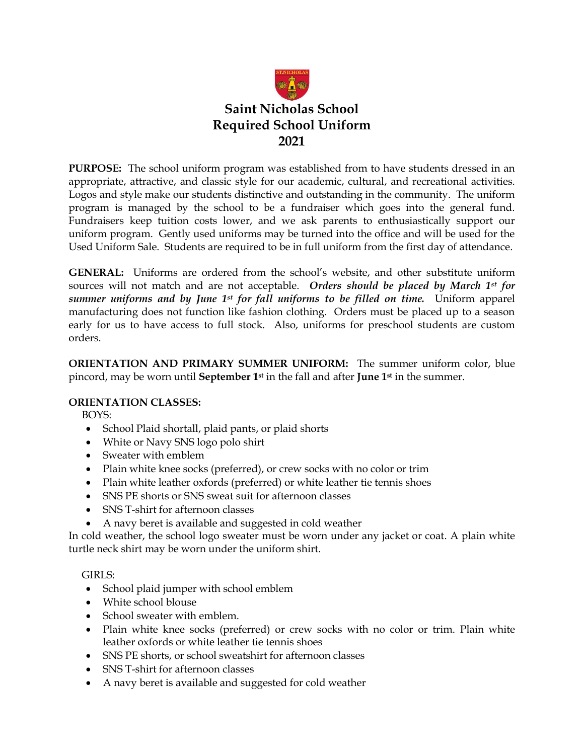# Saint Nicholas School
# Required School Uniform
# 2021

**PURPOSE:** The school uniform program was established from to have students dressed in an appropriate, attractive, and classic style for our academic, cultural, and recreational activities. Logos and style make our students distinctive and outstanding in the community. The uniform program is managed by the school to be a fundraiser which goes into the general fund. Fundraisers keep tuition costs lower, and we ask parents to enthusiastically support our uniform program. Gently used uniforms may be turned into the office and will be used for the Used Uniform Sale. Students are required to be in full uniform from the first day of attendance.

**GENERAL:** Uniforms are ordered from the school's website, and other substitute uniform sources will not match and are not acceptable. ***Orders should be placed by March 1st for summer uniforms and by June 1st for fall uniforms to be filled on time.*** Uniform apparel manufacturing does not function like fashion clothing. Orders must be placed up to a season early for us to have access to full stock. Also, uniforms for preschool students are custom orders.

**ORIENTATION AND PRIMARY SUMMER UNIFORM:** The summer uniform color, blue pincord, may be worn until **September 1st** in the fall and after **June 1st** in the summer.

**ORIENTATION CLASSES:**

BOYS:

- School Plaid shortall, plaid pants, or plaid shorts
- White or Navy SNS logo polo shirt
- Sweater with emblem
- Plain white knee socks (preferred), or crew socks with no color or trim
- Plain white leather oxfords (preferred) or white leather tie tennis shoes
- SNS PE shorts or SNS sweat suit for afternoon classes
- SNS T-shirt for afternoon classes
- A navy beret is available and suggested in cold weather

In cold weather, the school logo sweater must be worn under any jacket or coat. A plain white turtle neck shirt may be worn under the uniform shirt.

GIRLS:

- School plaid jumper with school emblem
- White school blouse
- School sweater with emblem.
- Plain white knee socks (preferred) or crew socks with no color or trim. Plain white leather oxfords or white leather tie tennis shoes
- SNS PE shorts, or school sweatshirt for afternoon classes
- SNS T-shirt for afternoon classes
- A navy beret is available and suggested for cold weather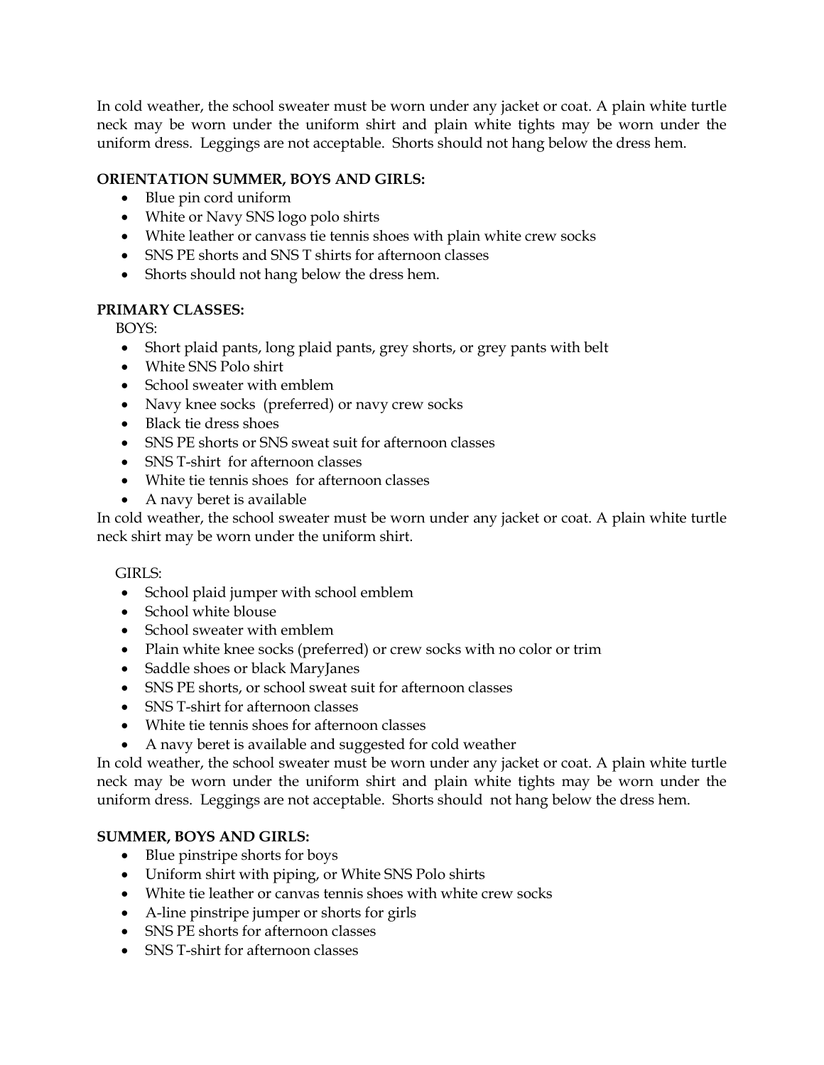In cold weather, the school sweater must be worn under any jacket or coat. A plain white turtle neck may be worn under the uniform shirt and plain white tights may be worn under the uniform dress. Leggings are not acceptable. Shorts should not hang below the dress hem.

**ORIENTATION SUMMER, BOYS AND GIRLS:**

- Blue pin cord uniform
- White or Navy SNS logo polo shirts
- White leather or canvass tie tennis shoes with plain white crew socks
- SNS PE shorts and SNS T shirts for afternoon classes
- Shorts should not hang below the dress hem.

**PRIMARY CLASSES:**

BOYS:

- Short plaid pants, long plaid pants, grey shorts, or grey pants with belt
- White SNS Polo shirt
- School sweater with emblem
- Navy knee socks (preferred) or navy crew socks
- Black tie dress shoes
- SNS PE shorts or SNS sweat suit for afternoon classes
- SNS T-shirt for afternoon classes
- White tie tennis shoes for afternoon classes
- A navy beret is available

In cold weather, the school sweater must be worn under any jacket or coat. A plain white turtle neck shirt may be worn under the uniform shirt.

GIRLS:

- School plaid jumper with school emblem
- School white blouse
- School sweater with emblem
- Plain white knee socks (preferred) or crew socks with no color or trim
- Saddle shoes or black MaryJanes
- SNS PE shorts, or school sweat suit for afternoon classes
- SNS T-shirt for afternoon classes
- White tie tennis shoes for afternoon classes
- A navy beret is available and suggested for cold weather

In cold weather, the school sweater must be worn under any jacket or coat. A plain white turtle neck may be worn under the uniform shirt and plain white tights may be worn under the uniform dress. Leggings are not acceptable. Shorts should not hang below the dress hem.

**SUMMER, BOYS AND GIRLS:**

- Blue pinstripe shorts for boys
- Uniform shirt with piping, or White SNS Polo shirts
- White tie leather or canvas tennis shoes with white crew socks
- A-line pinstripe jumper or shorts for girls
- SNS PE shorts for afternoon classes
- SNS T-shirt for afternoon classes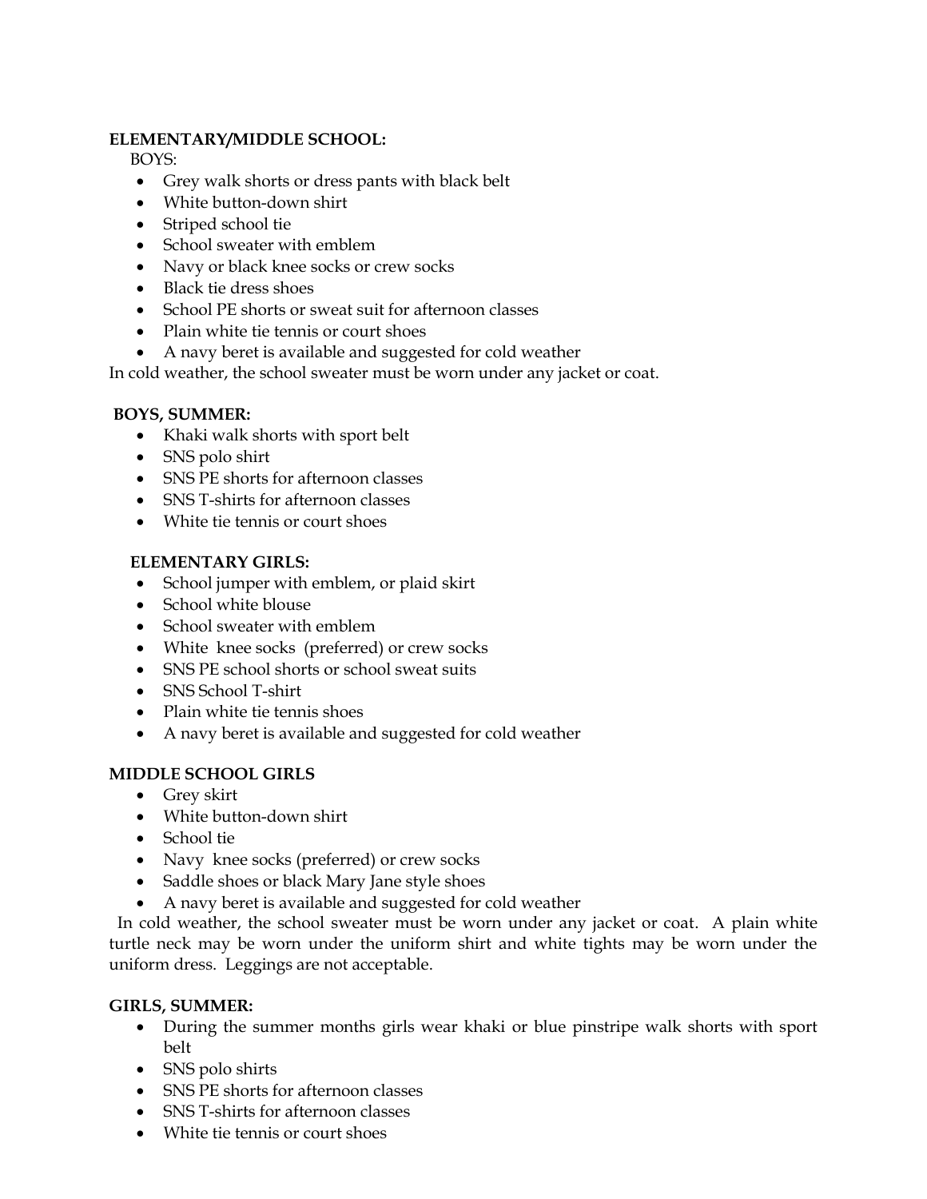**ELEMENTARY/MIDDLE SCHOOL:**

BOYS:

- Grey walk shorts or dress pants with black belt
- White button-down shirt
- Striped school tie
- School sweater with emblem
- Navy or black knee socks or crew socks
- Black tie dress shoes
- School PE shorts or sweat suit for afternoon classes
- Plain white tie tennis or court shoes
- A navy beret is available and suggested for cold weather

In cold weather, the school sweater must be worn under any jacket or coat.

**BOYS, SUMMER:**

- Khaki walk shorts with sport belt
- SNS polo shirt
- SNS PE shorts for afternoon classes
- SNS T-shirts for afternoon classes
- White tie tennis or court shoes

**ELEMENTARY GIRLS:**

- School jumper with emblem, or plaid skirt
- School white blouse
- School sweater with emblem
- White knee socks (preferred) or crew socks
- SNS PE school shorts or school sweat suits
- SNS School T-shirt
- Plain white tie tennis shoes
- A navy beret is available and suggested for cold weather

**MIDDLE SCHOOL GIRLS**

- Grey skirt
- White button-down shirt
- School tie
- Navy knee socks (preferred) or crew socks
- Saddle shoes or black Mary Jane style shoes
- A navy beret is available and suggested for cold weather

In cold weather, the school sweater must be worn under any jacket or coat. A plain white turtle neck may be worn under the uniform shirt and white tights may be worn under the uniform dress. Leggings are not acceptable.

**GIRLS, SUMMER:**

- During the summer months girls wear khaki or blue pinstripe walk shorts with sport belt
- SNS polo shirts
- SNS PE shorts for afternoon classes
- SNS T-shirts for afternoon classes
- White tie tennis or court shoes